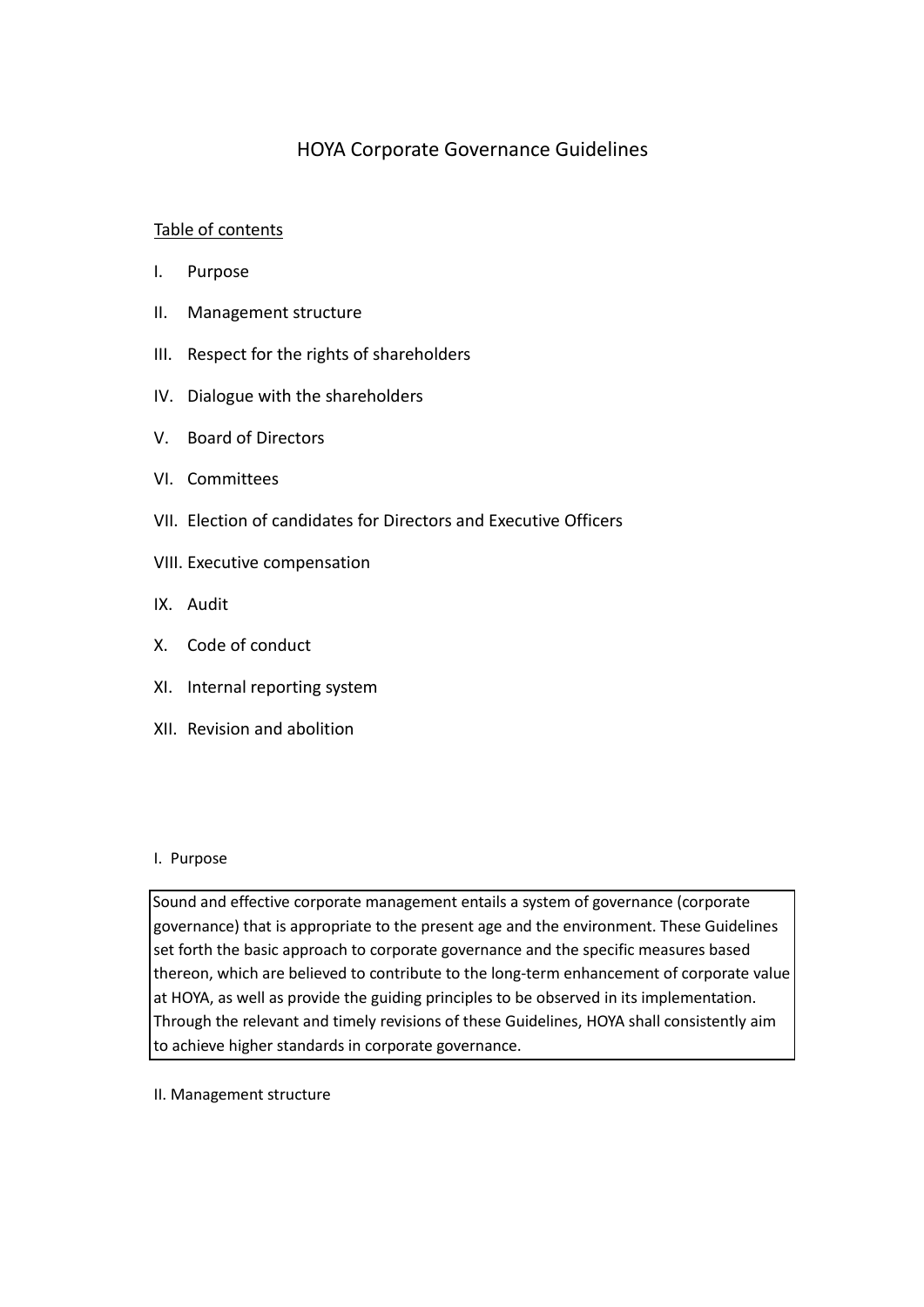# HOYA Corporate Governance Guidelines

Table of contents

I. Purpose

II. Management structure

III. Respect for the rights of shareholders

IV. Dialogue with the shareholders

V. Board of Directors

VI. Committees

VII. Election of candidates for Directors and Executive Officers

VIII. Executive compensation

IX. Audit

X. Code of conduct

XI. Internal reporting system

XII. Revision and abolition

## I. Purpose

Sound and effective corporate management entails a system of governance (corporate governance) that is appropriate to the present age and the environment. These Guidelines set forth the basic approach to corporate governance and the specific measures based thereon, which are believed to contribute to the long-term enhancement of corporate value at HOYA, as well as provide the guiding principles to be observed in its implementation. Through the relevant and timely revisions of these Guidelines, HOYA shall consistently aim to achieve higher standards in corporate governance.

## II. Management structure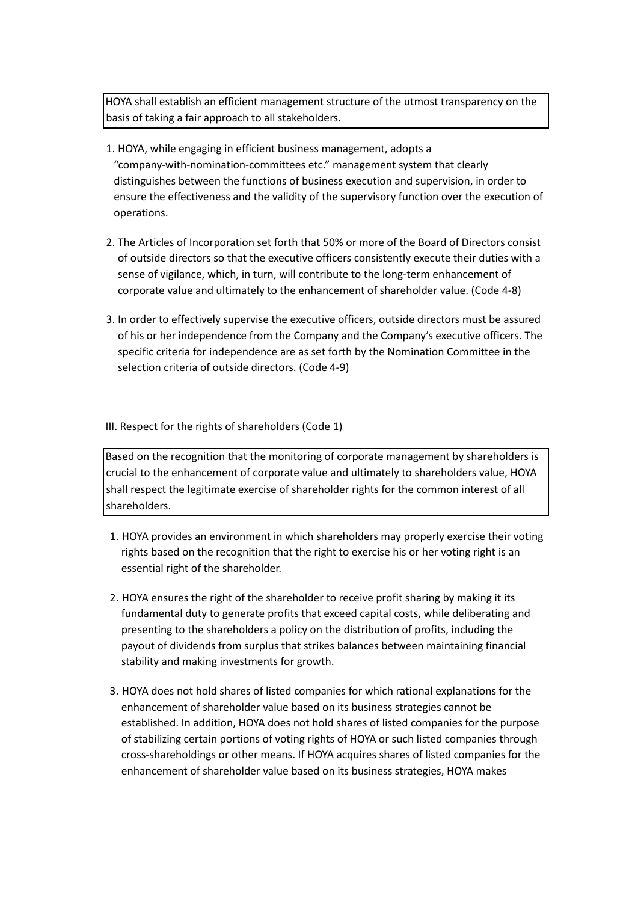HOYA shall establish an efficient management structure of the utmost transparency on the basis of taking a fair approach to all stakeholders.

1. HOYA, while engaging in efficient business management, adopts a "company-with-nomination-committees etc." management system that clearly distinguishes between the functions of business execution and supervision, in order to ensure the effectiveness and the validity of the supervisory function over the execution of operations.

2. The Articles of Incorporation set forth that 50% or more of the Board of Directors consist of outside directors so that the executive officers consistently execute their duties with a sense of vigilance, which, in turn, will contribute to the long-term enhancement of corporate value and ultimately to the enhancement of shareholder value. (Code 4-8)

3. In order to effectively supervise the executive officers, outside directors must be assured of his or her independence from the Company and the Company's executive officers. The specific criteria for independence are as set forth by the Nomination Committee in the selection criteria of outside directors. (Code 4-9)

## III. Respect for the rights of shareholders (Code 1)

Based on the recognition that the monitoring of corporate management by shareholders is crucial to the enhancement of corporate value and ultimately to shareholders value, HOYA shall respect the legitimate exercise of shareholder rights for the common interest of all shareholders.

1. HOYA provides an environment in which shareholders may properly exercise their voting rights based on the recognition that the right to exercise his or her voting right is an essential right of the shareholder.

2. HOYA ensures the right of the shareholder to receive profit sharing by making it its fundamental duty to generate profits that exceed capital costs, while deliberating and presenting to the shareholders a policy on the distribution of profits, including the payout of dividends from surplus that strikes balances between maintaining financial stability and making investments for growth.

3. HOYA does not hold shares of listed companies for which rational explanations for the enhancement of shareholder value based on its business strategies cannot be established. In addition, HOYA does not hold shares of listed companies for the purpose of stabilizing certain portions of voting rights of HOYA or such listed companies through cross-shareholdings or other means. If HOYA acquires shares of listed companies for the enhancement of shareholder value based on its business strategies, HOYA makes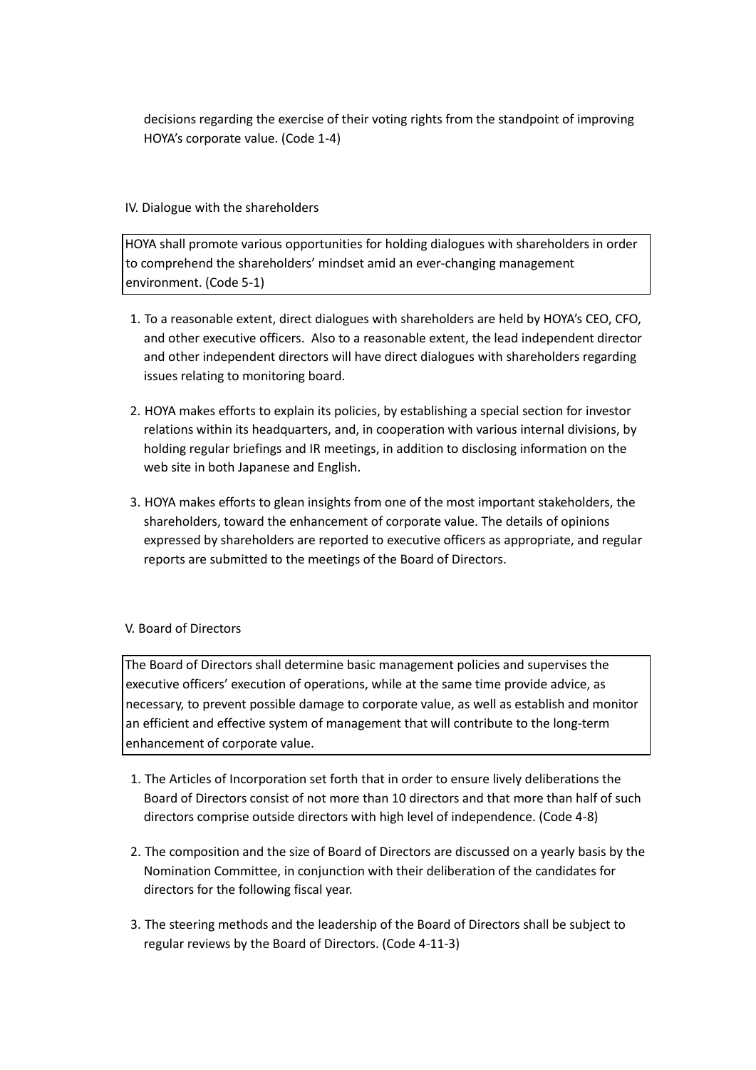decisions regarding the exercise of their voting rights from the standpoint of improving HOYA's corporate value. (Code 1-4)

## IV. Dialogue with the shareholders

HOYA shall promote various opportunities for holding dialogues with shareholders in order to comprehend the shareholders' mindset amid an ever-changing management environment. (Code 5-1)

1. To a reasonable extent, direct dialogues with shareholders are held by HOYA's CEO, CFO, and other executive officers. Also to a reasonable extent, the lead independent director and other independent directors will have direct dialogues with shareholders regarding issues relating to monitoring board.

2. HOYA makes efforts to explain its policies, by establishing a special section for investor relations within its headquarters, and, in cooperation with various internal divisions, by holding regular briefings and IR meetings, in addition to disclosing information on the web site in both Japanese and English.

3. HOYA makes efforts to glean insights from one of the most important stakeholders, the shareholders, toward the enhancement of corporate value. The details of opinions expressed by shareholders are reported to executive officers as appropriate, and regular reports are submitted to the meetings of the Board of Directors.

## V. Board of Directors

The Board of Directors shall determine basic management policies and supervises the executive officers' execution of operations, while at the same time provide advice, as necessary, to prevent possible damage to corporate value, as well as establish and monitor an efficient and effective system of management that will contribute to the long-term enhancement of corporate value.

1. The Articles of Incorporation set forth that in order to ensure lively deliberations the Board of Directors consist of not more than 10 directors and that more than half of such directors comprise outside directors with high level of independence. (Code 4-8)

2. The composition and the size of Board of Directors are discussed on a yearly basis by the Nomination Committee, in conjunction with their deliberation of the candidates for directors for the following fiscal year.

3. The steering methods and the leadership of the Board of Directors shall be subject to regular reviews by the Board of Directors. (Code 4-11-3)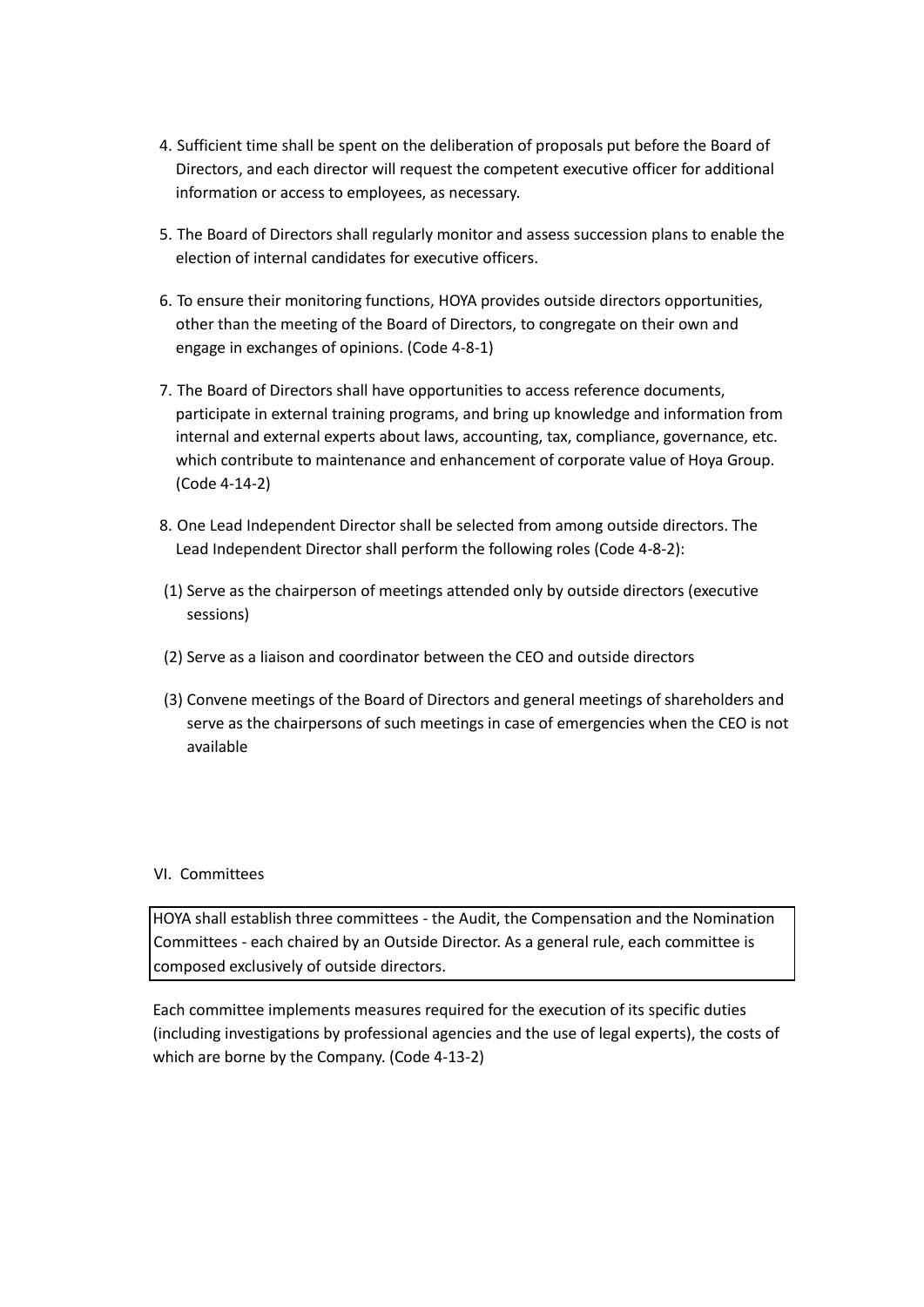4. Sufficient time shall be spent on the deliberation of proposals put before the Board of Directors, and each director will request the competent executive officer for additional information or access to employees, as necessary.

5. The Board of Directors shall regularly monitor and assess succession plans to enable the election of internal candidates for executive officers.

6. To ensure their monitoring functions, HOYA provides outside directors opportunities, other than the meeting of the Board of Directors, to congregate on their own and engage in exchanges of opinions. (Code 4-8-1)

7. The Board of Directors shall have opportunities to access reference documents, participate in external training programs, and bring up knowledge and information from internal and external experts about laws, accounting, tax, compliance, governance, etc. which contribute to maintenance and enhancement of corporate value of Hoya Group. (Code 4-14-2)

8. One Lead Independent Director shall be selected from among outside directors. The Lead Independent Director shall perform the following roles (Code 4-8-2):

(1) Serve as the chairperson of meetings attended only by outside directors (executive sessions)

(2) Serve as a liaison and coordinator between the CEO and outside directors

(3) Convene meetings of the Board of Directors and general meetings of shareholders and serve as the chairpersons of such meetings in case of emergencies when the CEO is not available

## VI. Committees

HOYA shall establish three committees - the Audit, the Compensation and the Nomination Committees - each chaired by an Outside Director. As a general rule, each committee is composed exclusively of outside directors.

Each committee implements measures required for the execution of its specific duties (including investigations by professional agencies and the use of legal experts), the costs of which are borne by the Company. (Code 4-13-2)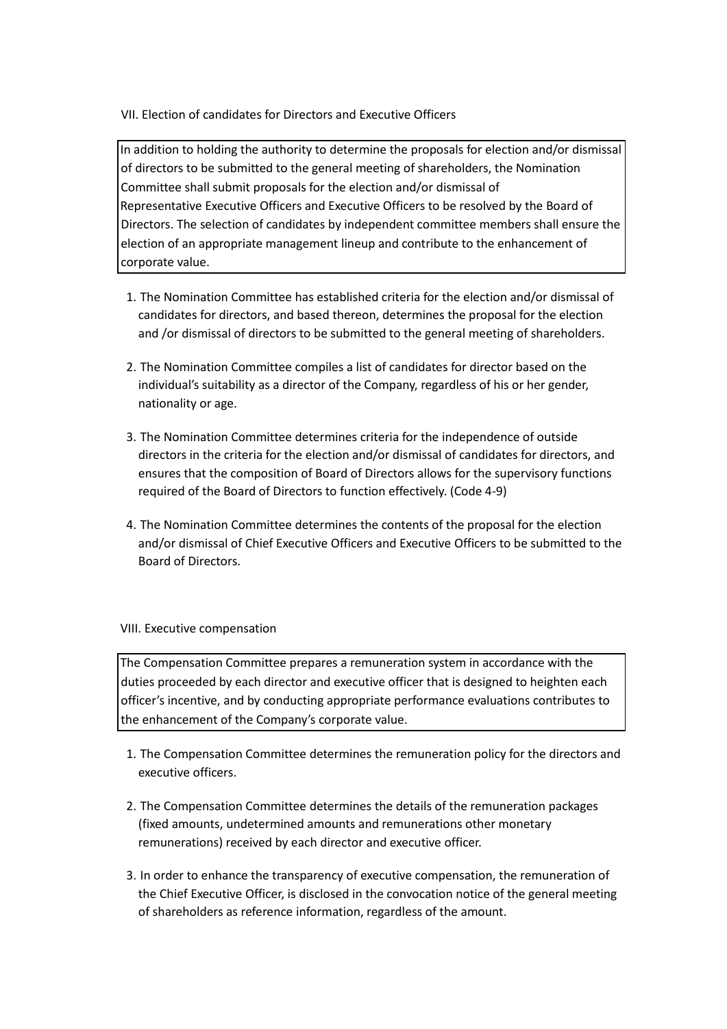## VII. Election of candidates for Directors and Executive Officers

| In addition to holding the authority to determine the proposals for election and/or dismissal of directors to be submitted to the general meeting of shareholders, the Nomination Committee shall submit proposals for the election and/or dismissal of Representative Executive Officers and Executive Officers to be resolved by the Board of Directors. The selection of candidates by independent committee members shall ensure the election of an appropriate management lineup and contribute to the enhancement of corporate value. |
| --- |

1. The Nomination Committee has established criteria for the election and/or dismissal of candidates for directors, and based thereon, determines the proposal for the election and /or dismissal of directors to be submitted to the general meeting of shareholders.

2. The Nomination Committee compiles a list of candidates for director based on the individual's suitability as a director of the Company, regardless of his or her gender, nationality or age.

3. The Nomination Committee determines criteria for the independence of outside directors in the criteria for the election and/or dismissal of candidates for directors, and ensures that the composition of Board of Directors allows for the supervisory functions required of the Board of Directors to function effectively. (Code 4-9)

4. The Nomination Committee determines the contents of the proposal for the election and/or dismissal of Chief Executive Officers and Executive Officers to be submitted to the Board of Directors.

## VIII. Executive compensation

| The Compensation Committee prepares a remuneration system in accordance with the duties proceeded by each director and executive officer that is designed to heighten each officer's incentive, and by conducting appropriate performance evaluations contributes to the enhancement of the Company's corporate value. |
| --- |

1. The Compensation Committee determines the remuneration policy for the directors and executive officers.

2. The Compensation Committee determines the details of the remuneration packages (fixed amounts, undetermined amounts and remunerations other monetary remunerations) received by each director and executive officer.

3. In order to enhance the transparency of executive compensation, the remuneration of the Chief Executive Officer, is disclosed in the convocation notice of the general meeting of shareholders as reference information, regardless of the amount.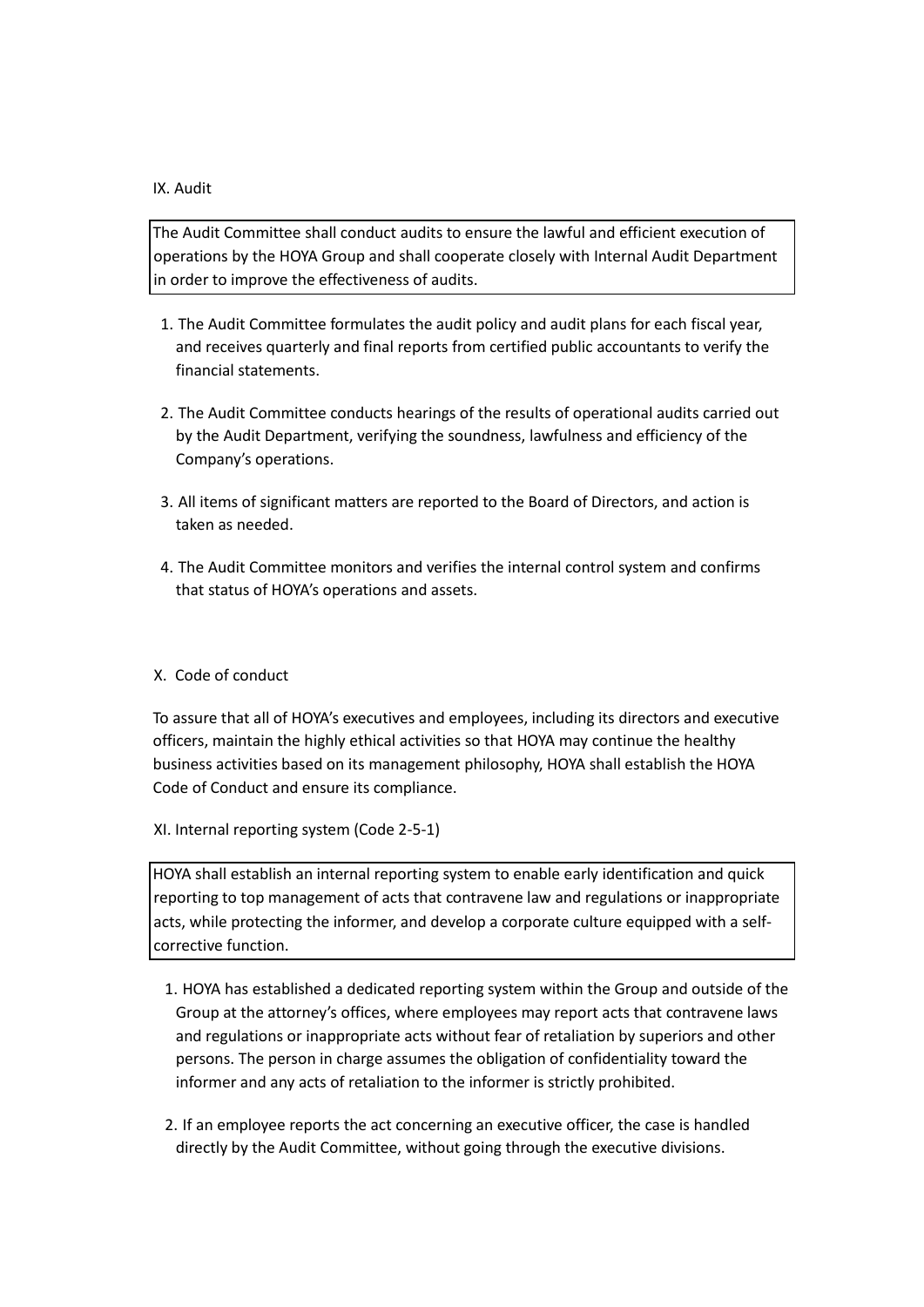## IX. Audit

The Audit Committee shall conduct audits to ensure the lawful and efficient execution of operations by the HOYA Group and shall cooperate closely with Internal Audit Department in order to improve the effectiveness of audits.

1. The Audit Committee formulates the audit policy and audit plans for each fiscal year, and receives quarterly and final reports from certified public accountants to verify the financial statements.
2. The Audit Committee conducts hearings of the results of operational audits carried out by the Audit Department, verifying the soundness, lawfulness and efficiency of the Company's operations.
3. All items of significant matters are reported to the Board of Directors, and action is taken as needed.
4. The Audit Committee monitors and verifies the internal control system and confirms that status of HOYA's operations and assets.

## X. Code of conduct

To assure that all of HOYA's executives and employees, including its directors and executive officers, maintain the highly ethical activities so that HOYA may continue the healthy business activities based on its management philosophy, HOYA shall establish the HOYA Code of Conduct and ensure its compliance.

## XI. Internal reporting system (Code 2-5-1)

HOYA shall establish an internal reporting system to enable early identification and quick reporting to top management of acts that contravene law and regulations or inappropriate acts, while protecting the informer, and develop a corporate culture equipped with a self-corrective function.

1. HOYA has established a dedicated reporting system within the Group and outside of the Group at the attorney's offices, where employees may report acts that contravene laws and regulations or inappropriate acts without fear of retaliation by superiors and other persons. The person in charge assumes the obligation of confidentiality toward the informer and any acts of retaliation to the informer is strictly prohibited.
2. If an employee reports the act concerning an executive officer, the case is handled directly by the Audit Committee, without going through the executive divisions.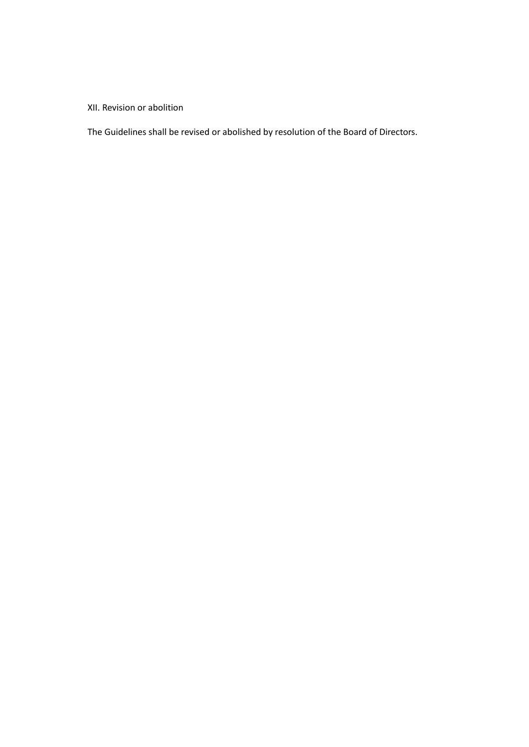## XII. Revision or abolition

The Guidelines shall be revised or abolished by resolution of the Board of Directors.